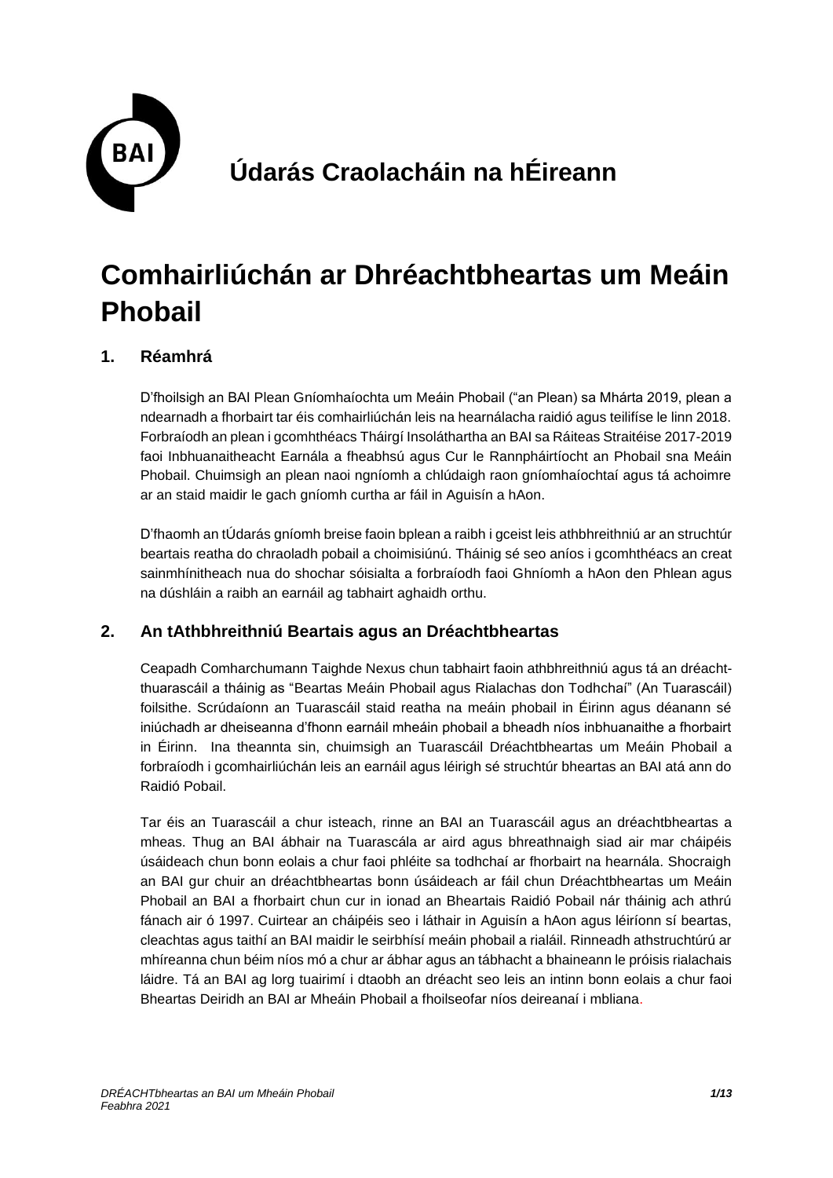# Údarás Craolacháin na hÉireann

# Comhairliúchán ar Dhréachtbheartas um Meáin Phobail

## 1. Réamhrá

D'fhoilsigh an BAI Plean Gníomhaíochta um Meáin Phobail ("an Plean) sa Mhárta 2019, plean a ndearnadh a fhorbairt tar éis comhairliúchán leis na hearnálacha raidió agus teilifíse le linn 2018. Forbraíodh an plean i gcomhthéacs Tháirgí Insoláthartha an BAI sa Ráiteas Straitéise 2017-2019 faoi Inbhuanaitheacht Earnála a fheabhsú agus Cur le Rannpháirtíocht an Phobail sna Meáin Phobail. Chuimsigh an plean naoi ngníomh a chlúdaigh raon gníomhaíochtaí agus tá achoimre ar an staid maidir le gach gníomh curtha ar fáil in Aguisín a hAon.

D'fhaomh an tÚdarás gníomh breise faoin bplean a raibh i gceist leis athbhreithniú ar an struchtúr beartais reatha do chraoladh pobail a choimisiúnú. Tháinig sé seo aníos i gcomhthéacs an creat sainmhínitheach nua do shochar sóisialta a forbraíodh faoi Ghníomh a hAon den Phlean agus na dúshláin a raibh an earnáil ag tabhairt aghaidh orthu.

## 2. An tAthbhreithniú Beartais agus an Dréachtbheartas

Ceapadh Comharchumann Taighde Nexus chun tabhairt faoin athbhreithniú agus tá an dréacht-thuarascáil a tháinig as "Beartas Meáin Phobail agus Rialachas don Todhchaí" (An Tuarascáil) foilsithe. Scrúdaíonn an Tuarascáil staid reatha na meáin phobail in Éirinn agus déanann sé iniúchadh ar dheiseanna d'fhonn earnáil mheáin phobail a bheadh níos inbhuanaithe a fhorbairt in Éirinn. Ina theannta sin, chuimsigh an Tuarascáil Dréachtbheartas um Meáin Phobail a forbraíodh i gcomhairliúchán leis an earnáil agus léirigh sé struchtúr bheartas an BAI atá ann do Raidió Pobail.

Tar éis an Tuarascáil a chur isteach, rinne an BAI an Tuarascáil agus an dréachtbheartas a mheas. Thug an BAI ábhair na Tuarascála ar aird agus bhreathnaigh siad air mar cháipéis úsáideach chun bonn eolais a chur faoi phléite sa todhchaí ar fhorbairt na hearnála. Shocraigh an BAI gur chuir an dréachtbheartas bonn úsáideach ar fáil chun Dréachtbheartas um Meáin Phobail an BAI a fhorbairt chun cur in ionad an Bheartais Raidió Pobail nár tháinig ach athrú fánach air ó 1997. Cuirtear an cháipéis seo i láthair in Aguisín a hAon agus léiríonn sí beartas, cleachtas agus taithí an BAI maidir le seirbhísí meáin phobail a rialáil. Rinneadh athstruchtúrú ar mhíreanna chun béim níos mó a chur ar ábhar agus an tábhacht a bhaineann le próisis rialachais láidre. Tá an BAI ag lorg tuairimí i dtaobh an dréacht seo leis an intinn bonn eolais a chur faoi Bheartas Deiridh an BAI ar Mheáin Phobail a fhoilseofar níos deireanaí i mbliana.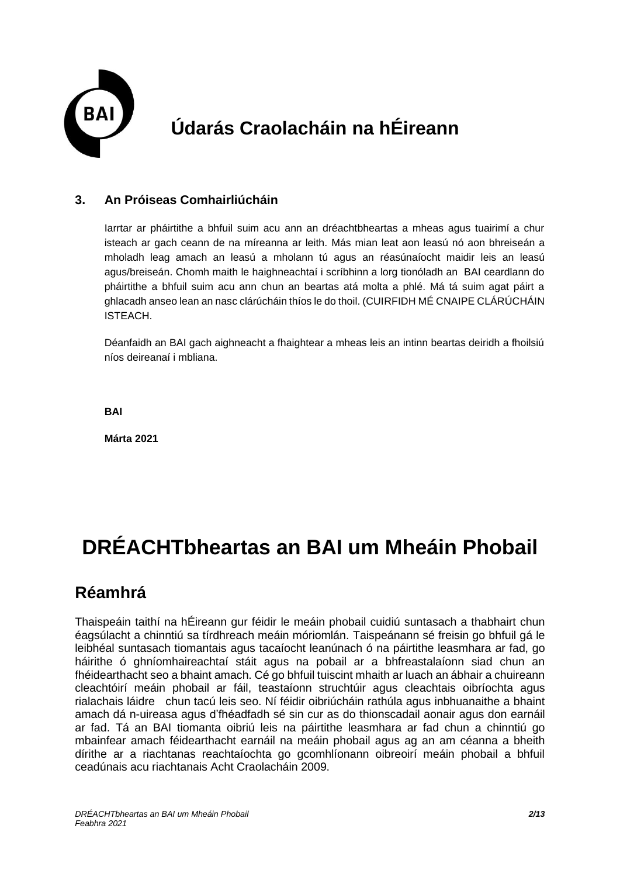# Údarás Craolacháin na hÉireann

### 3. An Próiseas Comhairliúcháin

Iarrtar ar pháirtithe a bhfuil suim acu ann an dréachtbheartas a mheas agus tuairimí a chur isteach ar gach ceann de na míreanna ar leith. Más mian leat aon leasú nó aon bhreiseán a mholadh leag amach an leasú a mholann tú agus an réasúnaíocht maidir leis an leasú agus/breiseán. Chomh maith le haighneachtaí i scríbhinn a lorg tionóladh an BAI ceardlann do pháirtithe a bhfuil suim acu ann chun an beartas atá molta a phlé. Má tá suim agat páirt a ghlacadh anseo lean an nasc clárúcháin thíos le do thoil. (CUIRFIDH MÉ CNAIPE CLÁRÚCHÁIN ISTEACH.

Déanfaidh an BAI gach aighneacht a fhaightear a mheas leis an intinn beartas deiridh a fhoilsiú níos deireanaí i mbliana.

**BAI**

**Márta 2021**

# DRÉACHTbheartas an BAI um Mheáin Phobail

## Réamhrá

Thaispeáin taithí na hÉireann gur féidir le meáin phobail cuidiú suntasach a thabhairt chun éagsúlacht a chinntiú sa tírdhreach meáin móriomlán. Taispeánann sé freisin go bhfuil gá le leibhéal suntasach tiomantais agus tacaíocht leanúnach ó na páirtithe leasmhara ar fad, go háirithe ó ghníomhaireachtaí stáit agus na pobail ar a bhfreastalaíonn siad chun an fhéidearthacht seo a bhaint amach. Cé go bhfuil tuiscint mhaith ar luach an ábhair a chuireann cleachtóirí meáin phobail ar fáil, teastaíonn struchtúir agus cleachtais oibríochta agus rialachais láidre chun tacú leis seo. Ní féidir oibriúcháin rathúla agus inbhuanaithe a bhaint amach dá n-uireasa agus d'fhéadfadh sé sin cur as do thionscadail aonair agus don earnáil ar fad. Tá an BAI tiomanta oibriú leis na páirtithe leasmhara ar fad chun a chinntiú go mbainfear amach féidearthacht earnáil na meáin phobail agus ag an am céanna a bheith dírithe ar a riachtanas reachtaíochta go gcomhlíonann oibreoirí meáin phobail a bhfuil ceadúnais acu riachtanais Acht Craolacháin 2009.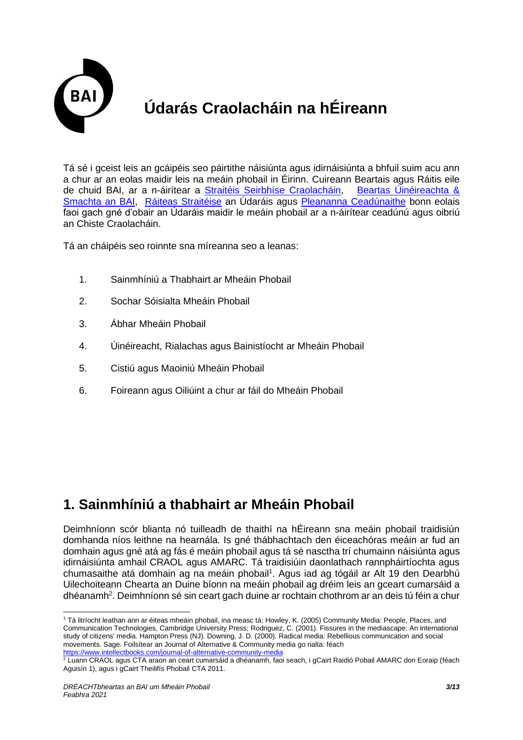# Údarás Craolacháin na hÉireann

Tá sé i gceist leis an gcáipéis seo páirtithe náisiúnta agus idirnáisiúnta a bhfuil suim acu ann a chur ar an eolas maidir leis na meáin phobail in Éirinn. Cuireann Beartais agus Ráitis eile de chuid BAI, ar a n-áirítear a Straitéis Seirbhíse Craolacháin, Beartas Úinéireachta & Smachta an BAI, Ráiteas Straitéise an Údaráis agus Pleananna Ceadúnaithe bonn eolais faoi gach gné d'obair an Údaráis maidir le meáin phobail ar a n-áirítear ceadúnú agus oibriú an Chiste Craolacháin.

Tá an cháipéis seo roinnte sna míreanna seo a leanas:

1. Sainmhíniú a Thabhairt ar Mheáin Phobail
2. Sochar Sóisialta Mheáin Phobail
3. Ábhar Mheáin Phobail
4. Úinéireacht, Rialachas agus Bainistíocht ar Mheáin Phobail
5. Cistiú agus Maoiniú Mheáin Phobail
6. Foireann agus Oiliúint a chur ar fáil do Mheáin Phobail

## 1. Sainmhíniú a thabhairt ar Mheáin Phobail

Deimhníonn scór blianta nó tuilleadh de thaithí na hÉireann sna meáin phobail traidisiún domhanda níos leithne na hearnála. Is gné thábhachtach den éiceachóras meáin ar fud an domhain agus gné atá ag fás é meáin phobail agus tá sé nasctha trí chumainn náisiúnta agus idirnáisiúnta amhail CRAOL agus AMARC. Tá traidisiúin daonlathach rannpháirtíochta agus chumasaithe atá domhain ag na meáin phobail[1]. Agus iad ag tógáil ar Alt 19 den Dearbhú Uilechoiteann Chearta an Duine bíonn na meáin phobail ag dréim leis an gceart cumarsáid a dhéanamh[2]. Deimhníonn sé sin ceart gach duine ar rochtain chothrom ar an deis tú féin a chur

[1] Tá litríocht leathan ann ar éiteas mheáin phobail, ina measc tá: Howley, K. (2005) Community Media: People, Places, and Communication Technologies, Cambridge University Press; Rodriguez, C. (2001). Fissures in the mediascape: An international study of citizens' media. Hampton Press (NJ). Downing, J. D. (2000). Radical media: Rebellious communication and social movements. Sage. Foilsítear an Journal of Alternative & Community media go rialta: féach https://www.intellectbooks.com/journal-of-alternative-community-media

[2] Luann CRAOL agus CTA araon an ceart cumarsáid a dhéanamh, faoi seach, i gCairt Raidió Pobail AMARC don Eoraip (féach Aguisín 1), agus i gCairt Theilifís Phobail CTA 2011.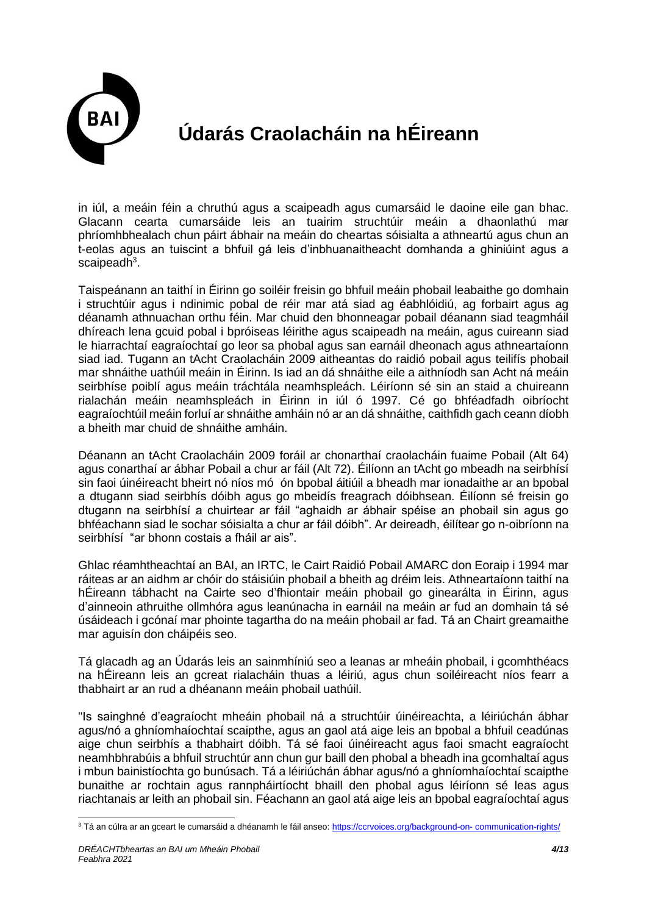in iúl, a meáin féin a chruthú agus a scaipeadh agus cumarsáid le daoine eile gan bhac. Glacann cearta cumarsáide leis an tuairim struchtúir meáin a dhaonlathú mar phríomhbhealach chun páirt ábhair na meáin do cheartas sóisialta a athneartú agus chun an t-eolas agus an tuiscint a bhfuil gá leis d'inbhuanaitheacht domhanda a ghiniúint agus a scaipeadh[3].

Taispeánann an taithí in Éirinn go soiléir freisin go bhfuil meáin phobail leabaithe go domhain i struchtúir agus i ndinimic pobal de réir mar atá siad ag éabhlóidiú, ag forbairt agus ag déanamh athnuachan orthu féin. Mar chuid den bhonneagar pobail déanann siad teagmháil dhíreach lena gcuid pobal i bpróiseas léirithe agus scaipeadh na meáin, agus cuireann siad le hiarrachtaí eagraíochtaí go leor sa phobal agus san earnáil dheonach agus athneartaíonn siad iad. Tugann an tAcht Craolacháin 2009 aitheantas do raidió pobail agus teilifís phobail mar shnáithe uathúil meáin in Éirinn. Is iad an dá shnáithe eile a aithníodh san Acht ná meáin seirbhíse poiblí agus meáin tráchtála neamhspleách. Léiríonn sé sin an staid a chuireann rialachán meáin neamhspleách in Éirinn in iúl ó 1997. Cé go bhféadfadh oibríocht eagraíochtúil meáin forluí ar shnáithe amháin nó ar an dá shnáithe, caithfidh gach ceann díobh a bheith mar chuid de shnáithe amháin.

Déanann an tAcht Craolacháin 2009 foráil ar chonarthaí craolacháin fuaime Pobail (Alt 64) agus conarthaí ar ábhar Pobail a chur ar fáil (Alt 72). Éilíonn an tAcht go mbeadh na seirbhísí sin faoi úinéireacht bheirt nó níos mó ón bpobal áitiúil a bheadh mar ionadaithe ar an bpobal a dtugann siad seirbhís dóibh agus go mbeidís freagrach dóibhsean. Éilíonn sé freisin go dtugann na seirbhísí a chuirtear ar fáil "aghaidh ar ábhair spéise an phobail sin agus go bhféachann siad le sochar sóisialta a chur ar fáil dóibh". Ar deireadh, éilítear go n-oibríonn na seirbhísí "ar bhonn costais a fháil ar ais".

Ghlac réamhtheachtaí an BAI, an IRTC, le Cairt Raidió Pobail AMARC don Eoraip i 1994 mar ráiteas ar an aidhm ar chóir do stáisiúin phobail a bheith ag dréim leis. Athneartaíonn taithí na hÉireann tábhacht na Cairte seo d'fhiontair meáin phobail go ginearálta in Éirinn, agus d'ainneoin athruithe ollmhóra agus leanúnacha in earnáil na meáin ar fud an domhain tá sé úsáideach i gcónaí mar phointe tagartha do na meáin phobail ar fad. Tá an Chairt greamaithe mar aguisín don cháipéis seo.

Tá glacadh ag an Údarás leis an sainmhíniú seo a leanas ar mheáin phobail, i gcomhthéacs na hÉireann leis an gcreat rialacháin thuas a léiriú, agus chun soiléireacht níos fearr a thabhairt ar an rud a dhéanann meáin phobail uathúil.

"Is sainghné d'eagraíocht mheáin phobail ná a struchtúir úinéireachta, a léiriúchán ábhar agus/nó a ghníomhaíochtaí scaipthe, agus an gaol atá aige leis an bpobal a bhfuil ceadúnas aige chun seirbhís a thabhairt dóibh. Tá sé faoi úinéireacht agus faoi smacht eagraíocht neamhbhrabúis a bhfuil struchtúr ann chun gur baill den phobal a bheadh ina gcomhaltaí agus i mbun bainistíochta go bunúsach. Tá a léiriúchán ábhar agus/nó a ghníomhaíochtaí scaipthe bunaithe ar rochtain agus rannpháirtíocht bhaill den phobal agus léiríonn sé leas agus riachtanais ar leith an phobail sin. Féachann an gaol atá aige leis an bpobal eagraíochtaí agus

[3] Tá an cúlra ar an gceart le cumarsáid a dhéanamh le fáil anseo: https://ccrvoices.org/background-on- communication-rights/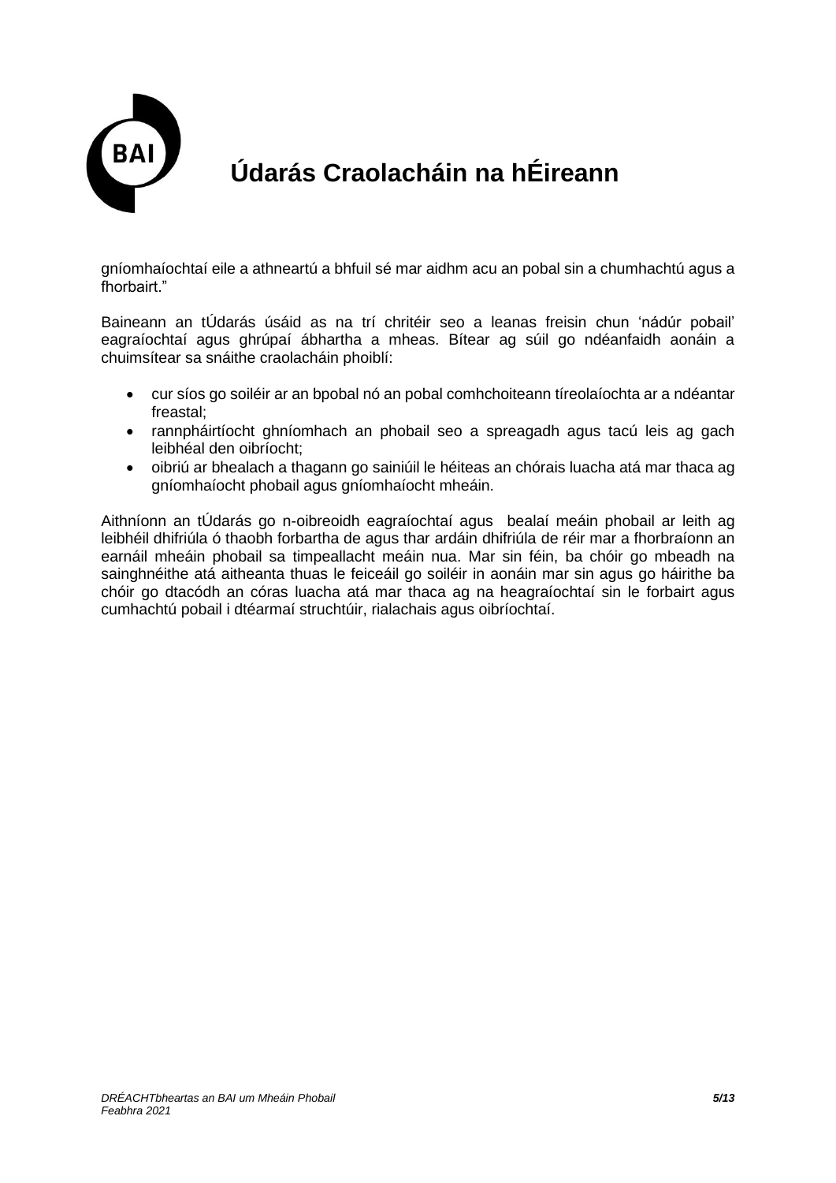gníomhaíochtaí eile a athneartú a bhfuil sé mar aidhm acu an pobal sin a chumhachtú agus a fhorbairt."

Baineann an tÚdarás úsáid as na trí chritéir seo a leanas freisin chun 'nádúr pobail' eagraíochtaí agus ghrúpaí ábhartha a mheas. Bítear ag súil go ndéanfaidh aonáin a chuimsítear sa snáithe craolacháin phoiblí:

- cur síos go soiléir ar an bpobal nó an pobal comhchoiteann tíreolaíochta ar a ndéantar freastal;
- rannpháirtíocht ghníomhach an phobail seo a spreagadh agus tacú leis ag gach leibhéal den oibríocht;
- oibriú ar bhealach a thagann go sainiúil le héiteas an chórais luacha atá mar thaca ag gníomhaíocht phobail agus gníomhaíocht mheáin.

Aithníonn an tÚdarás go n-oibreoidh eagraíochtaí agus bealaí meáin phobail ar leith ag leibhéil dhifriúla ó thaobh forbartha de agus thar ardáin dhifriúla de réir mar a fhorbraíonn an earnáil mheáin phobail sa timpeallacht meáin nua. Mar sin féin, ba chóir go mbeadh na sainghnéithe atá aitheanta thuas le feiceáil go soiléir in aonáin mar sin agus go háirithe ba chóir go dtacódh an córas luacha atá mar thaca ag na heagraíochtaí sin le forbairt agus cumhachtú pobail i dtéarmaí struchtúir, rialachais agus oibríochtaí.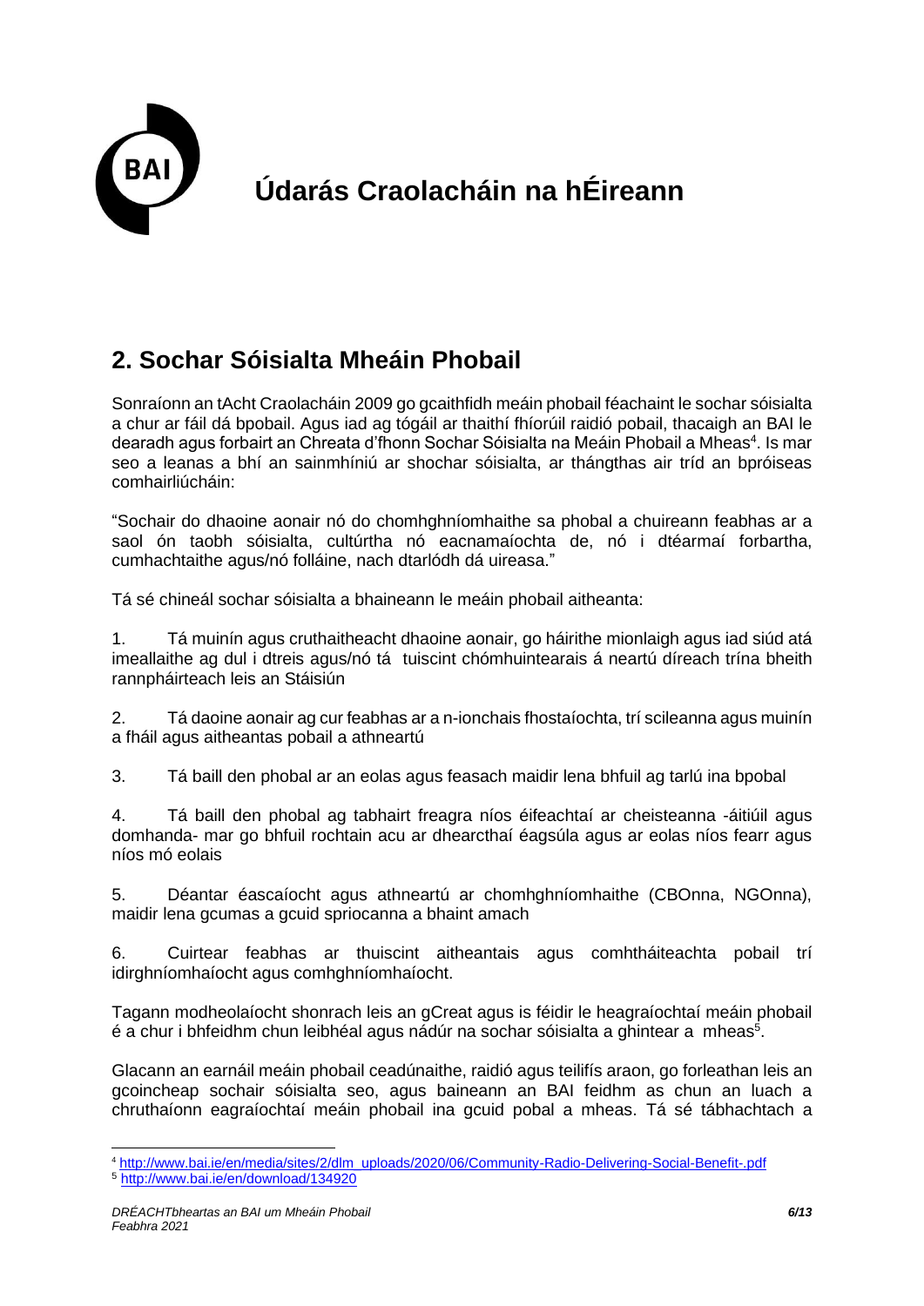# Údarás Craolacháin na hÉireann

## 2. Sochar Sóisialta Mheáin Phobail

Sonraíonn an tAcht Craolacháin 2009 go gcaithfidh meáin phobail féachaint le sochar sóisialta a chur ar fáil dá bpobail. Agus iad ag tógáil ar thaithí fhíorúil raidió pobail, thacaigh an BAI le dearadh agus forbairt an Chreata d'fhonn Sochar Sóisialta na Meáin Phobail a Mheas[4]. Is mar seo a leanas a bhí an sainmhíniú ar shochar sóisialta, ar thángthas air tríd an bpróiseas comhairliúcháin:

"Sochair do dhaoine aonair nó do chomhghníomhaithe sa phobal a chuireann feabhas ar a saol ón taobh sóisialta, cultúrtha nó eacnamaíochta de, nó i dtéarmaí forbartha, cumhachtaithe agus/nó folláine, nach dtarlódh dá uireasa."

Tá sé chineál sochar sóisialta a bhaineann le meáin phobail aitheanta:

1. Tá muinín agus cruthaitheacht dhaoine aonair, go háirithe mionlaigh agus iad siúd atá imeallaithe ag dul i dtreis agus/nó tá tuiscint chómhuintearais á neartú díreach trína bheith rannpháirteach leis an Stáisiún

2. Tá daoine aonair ag cur feabhas ar a n-ionchais fhostaíochta, trí scileanna agus muinín a fháil agus aitheantas pobail a athneartú

3. Tá baill den phobal ar an eolas agus feasach maidir lena bhfuil ag tarlú ina bpobal

4. Tá baill den phobal ag tabhairt freagra níos éifeachtaí ar cheisteanna -áitiúil agus domhanda- mar go bhfuil rochtain acu ar dhearcthaí éagsúla agus ar eolas níos fearr agus níos mó eolais

5. Déantar éascaíocht agus athneartú ar chomhghníomhaithe (CBOnna, NGOnna), maidir lena gcumas a gcuid spriocanna a bhaint amach

6. Cuirtear feabhas ar thuiscint aitheantais agus comhtháiteachta pobail trí idirghníomhaíocht agus comhghníomhaíocht.

Tagann modheolaíocht shonrach leis an gCreat agus is féidir le heagraíochtaí meáin phobail é a chur i bhfeidhm chun leibhéal agus nádúr na sochar sóisialta a ghintear a mheas[5].

Glacann an earnáil meáin phobail ceadúnaithe, raidió agus teilifís araon, go forleathan leis an gcoincheap sochair sóisialta seo, agus baineann an BAI feidhm as chun an luach a chruthaíonn eagraíochtaí meáin phobail ina gcuid pobal a mheas. Tá sé tábhachtach a

[4] http://www.bai.ie/en/media/sites/2/dlm_uploads/2020/06/Community-Radio-Delivering-Social-Benefit-.pdf

[5] http://www.bai.ie/en/download/134920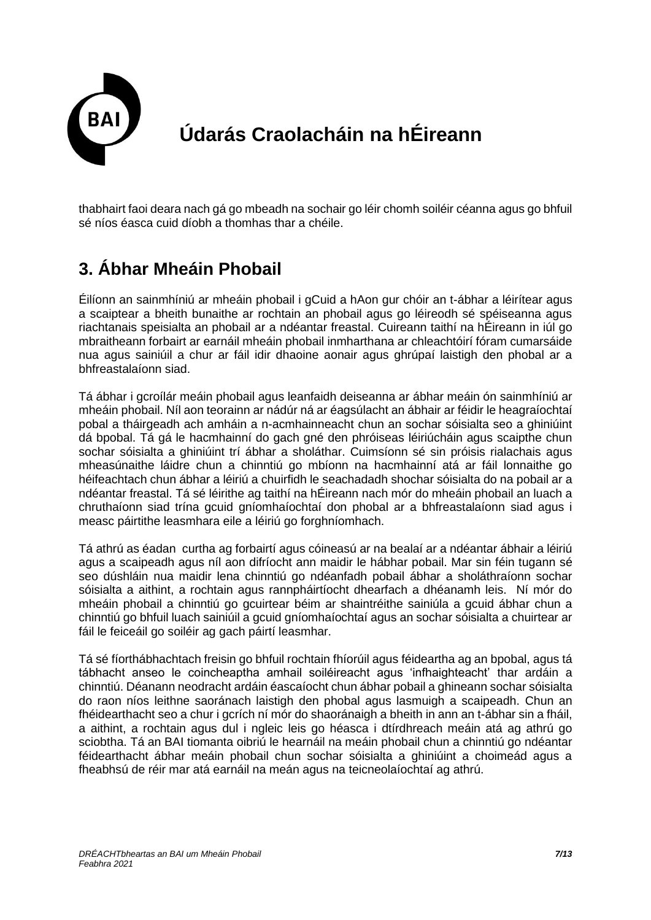thabhairt faoi deara nach gá go mbeadh na sochair go léir chomh soiléir céanna agus go bhfuil sé níos éasca cuid díobh a thomhas thar a chéile.

## 3. Ábhar Mheáin Phobail

Éilíonn an sainmhíniú ar mheáin phobail i gCuid a hAon gur chóir an t-ábhar a léirítear agus a scaiptear a bheith bunaithe ar rochtain an phobail agus go léireodh sé spéiseanna agus riachtanais speisialta an phobail ar a ndéantar freastal. Cuireann taithí na hÉireann in iúl go mbraitheann forbairt ar earnáil mheáin phobail inmharthana ar chleachtóirí fóram cumarsáide nua agus sainiúil a chur ar fáil idir dhaoine aonair agus ghrúpaí laistigh den phobal ar a bhfreastalaíonn siad.

Tá ábhar i gcroílár meáin phobail agus leanfaidh deiseanna ar ábhar meáin ón sainmhíniú ar mheáin phobail. Níl aon teorainn ar nádúr ná ar éagsúlacht an ábhair ar féidir le heagraíochtaí pobal a tháirgeadh ach amháin a n-acmhainneacht chun an sochar sóisialta seo a ghiniúint dá bpobal. Tá gá le hacmhainní do gach gné den phróiseas léiriúcháin agus scaipthe chun sochar sóisialta a ghiniúint trí ábhar a sholáthar. Cuimsíonn sé sin próisis rialachais agus mheasúnaithe láidre chun a chinntiú go mbíonn na hacmhainní atá ar fáil lonnaithe go héifeachtach chun ábhar a léiriú a chuirfidh le seachadadh shochar sóisialta do na pobail ar a ndéantar freastal. Tá sé léirithe ag taithí na hÉireann nach mór do mheáin phobail an luach a chruthaíonn siad trína gcuid gníomhaíochtaí don phobal ar a bhfreastalaíonn siad agus i measc páirtithe leasmhara eile a léiriú go forghníomhach.

Tá athrú as éadan curtha ag forbairtí agus cóineasú ar na bealaí ar a ndéantar ábhair a léiriú agus a scaipeadh agus níl aon difríocht ann maidir le hábhar pobail. Mar sin féin tugann sé seo dúshláin nua maidir lena chinntiú go ndéanfadh pobail ábhar a sholáthraíonn sochar sóisialta a aithint, a rochtain agus rannpháirtíocht dhearfach a dhéanamh leis. Ní mór do mheáin phobail a chinntiú go gcuirtear béim ar shaintréithe sainiúla a gcuid ábhar chun a chinntiú go bhfuil luach sainiúil a gcuid gníomhaíochtaí agus an sochar sóisialta a chuirtear ar fáil le feiceáil go soiléir ag gach páirtí leasmhar.

Tá sé fíorthábhachtach freisin go bhfuil rochtain fhíorúil agus féideartha ag an bpobal, agus tá tábhacht anseo le coincheaptha amhail soiléireacht agus 'infhaighteacht' thar ardáin a chinntiú. Déanann neodracht ardáin éascaíocht chun ábhar pobail a ghineann sochar sóisialta do raon níos leithne saoránach laistigh den phobal agus lasmuigh a scaipeadh. Chun an fhéidearthacht seo a chur i gcrích ní mór do shaoránaigh a bheith in ann an t-ábhar sin a fháil, a aithint, a rochtain agus dul i ngleic leis go héasca i dtírdhreach meáin atá ag athrú go sciobtha. Tá an BAI tiomanta oibriú le hearnáil na meáin phobail chun a chinntiú go ndéantar féidearthacht ábhar meáin phobail chun sochar sóisialta a ghiniúint a choimeád agus a fheabhsú de réir mar atá earnáil na meán agus na teicneolaíochtaí ag athrú.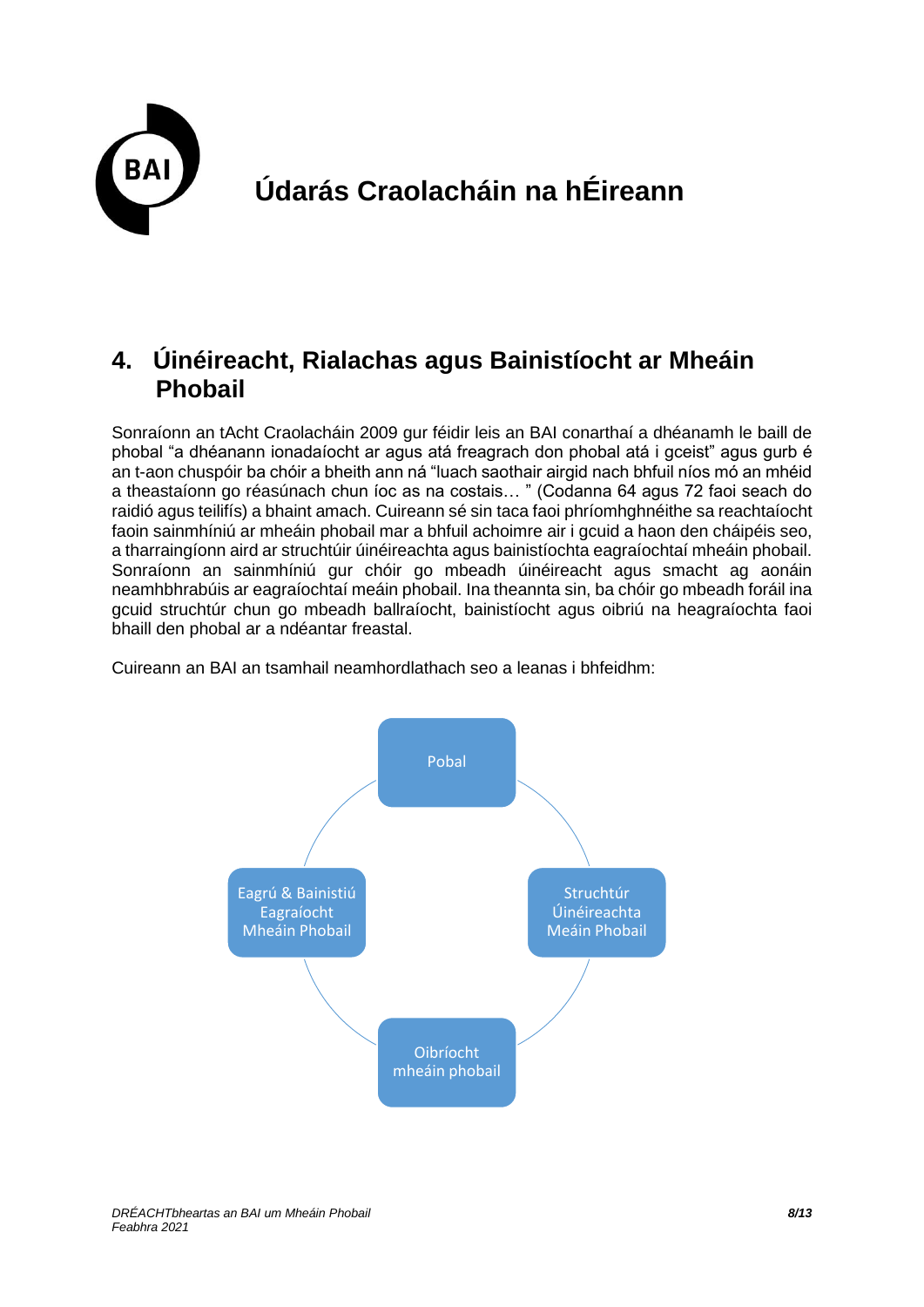## 4. Úinéireacht, Rialachas agus Bainistíocht ar Mheáin Phobail

Sonraíonn an tAcht Craolacháin 2009 gur féidir leis an BAI conarthaí a dhéanamh le baill de phobal "a dhéanann ionadaíocht ar agus atá freagrach don phobal atá i gceist" agus gurb é an t-aon chuspóir ba chóir a bheith ann ná "luach saothair airgid nach bhfuil níos mó an mhéid a theastaíonn go réasúnach chun íoc as na costais… " (Codanna 64 agus 72 faoi seach do raidió agus teilifís) a bhaint amach. Cuireann sé sin taca faoi phríomhghnéithe sa reachtaíocht faoin sainmhíniú ar mheáin phobail mar a bhfuil achoimre air i gcuid a haon den cháipéis seo, a tharraingíonn aird ar struchtúir úinéireachta agus bainistíochta eagraíochtaí mheáin phobail. Sonraíonn an sainmhíniú gur chóir go mbeadh úinéireacht agus smacht ag aonáin neamhbhrabúis ar eagraíochtaí meáin phobail. Ina theannta sin, ba chóir go mbeadh foráil ina gcuid struchtúr chun go mbeadh ballraíocht, bainistíocht agus oibriú na heagraíochta faoi bhaill den phobal ar a ndéantar freastal.

Cuireann an BAI an tsamhail neamhordlathach seo a leanas i bhfeidhm:

- Pobal
- Struchtúr Úinéireachta Meáin Phobail
- Oibríocht mheáin phobail
- Eagrú & Bainistiú Eagraíocht Mheáin Phobail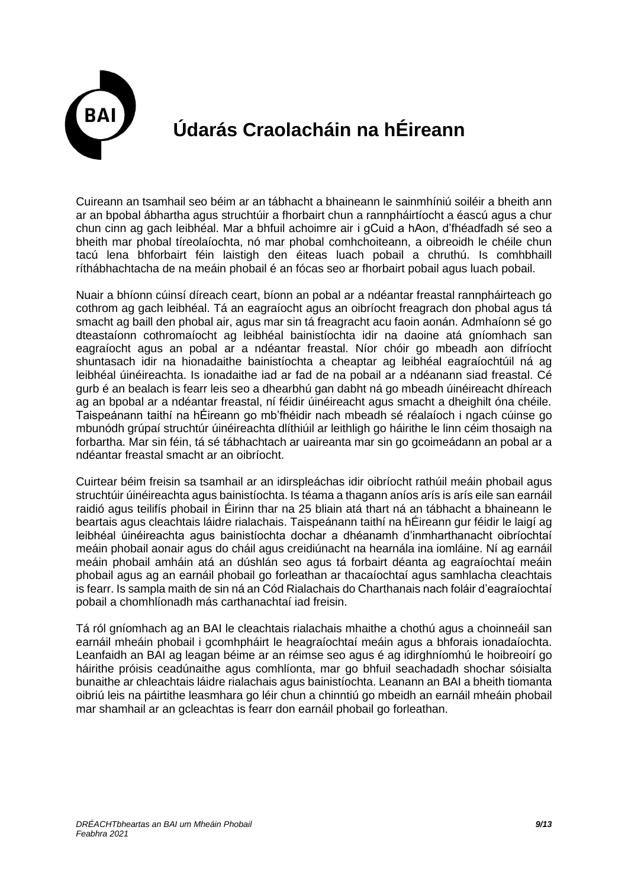# Údarás Craolacháin na hÉireann

Cuireann an tsamhail seo béim ar an tábhacht a bhaineann le sainmhíniú soiléir a bheith ann ar an bpobal ábhartha agus struchtúir a fhorbairt chun a rannpháirtíocht a éascú agus a chur chun cinn ag gach leibhéal. Mar a bhfuil achoimre air i gCuid a hAon, d'fhéadfadh sé seo a bheith mar phobal tíreolaíochta, nó mar phobal comhchoiteann, a oibreoidh le chéile chun tacú lena bhforbairt féin laistigh den éiteas luach pobail a chruthú. Is comhbhaill ríthábhachtacha de na meáin phobail é an fócas seo ar fhorbairt pobail agus luach pobail.

Nuair a bhíonn cúinsí díreach ceart, bíonn an pobal ar a ndéantar freastal rannpháirteach go cothrom ag gach leibhéal. Tá an eagraíocht agus an oibríocht freagrach don phobal agus tá smacht ag baill den phobal air, agus mar sin tá freagracht acu faoin aonán. Admhaíonn sé go dteastaíonn cothromaíocht ag leibhéal bainistíochta idir na daoine atá gníomhach san eagraíocht agus an pobal ar a ndéantar freastal. Níor chóir go mbeadh aon difríocht shuntasach idir na hionadaithe bainistíochta a cheaptar ag leibhéal eagraíochtúil ná ag leibhéal úinéireachta. Is ionadaithe iad ar fad de na pobail ar a ndéanann siad freastal. Cé gurb é an bealach is fearr leis seo a dhearbhú gan dabht ná go mbeadh úinéireacht dhíreach ag an bpobal ar a ndéantar freastal, ní féidir úinéireacht agus smacht a dheighilt óna chéile. Taispeánann taithí na hÉireann go mb'fhéidir nach mbeadh sé réalaíoch i ngach cúinse go mbunódh grúpaí struchtúr úinéireachta dlíthiúil ar leithligh go háirithe le linn céim thosaigh na forbartha. Mar sin féin, tá sé tábhachtach ar uaireanta mar sin go gcoimeádann an pobal ar a ndéantar freastal smacht ar an oibríocht.

Cuirtear béim freisin sa tsamhail ar an idirspleáchas idir oibríocht rathúil meáin phobail agus struchtúir úinéireachta agus bainistíochta. Is téama a thagann aníos arís is arís eile san earnáil raidió agus teilifís phobail in Éirinn thar na 25 bliain atá thart ná an tábhacht a bhaineann le beartais agus cleachtais láidre rialachais. Taispeánann taithí na hÉireann gur féidir le laigí ag leibhéal úinéireachta agus bainistíochta dochar a dhéanamh d'inmharthanacht oibríochtaí meáin phobail aonair agus do cháil agus creidiúnacht na hearnála ina iomláine. Ní ag earnáil meáin phobail amháin atá an dúshlán seo agus tá forbairt déanta ag eagraíochtaí meáin phobail agus ag an earnáil phobail go forleathan ar thacaíochtaí agus samhlacha cleachtais is fearr. Is sampla maith de sin ná an Cód Rialachais do Charthanais nach foláir d'eagraíochtaí pobail a chomhlíonadh más carthanachtaí iad freisin.

Tá ról gníomhach ag an BAI le cleachtais rialachais mhaithe a chothú agus a choinneáil san earnáil mheáin phobail i gcomhpháirt le heagraíochtaí meáin agus a bhforais ionadaíochta. Leanfaidh an BAI ag leagan béime ar an réimse seo agus é ag idirghníomhú le hoibreoirí go háirithe próisis ceadúnaithe agus comhlíonta, mar go bhfuil seachadadh shochar sóisialta bunaithe ar chleachtais láidre rialachais agus bainistíochta. Leanann an BAI a bheith tiomanta oibriú leis na páirtithe leasmhara go léir chun a chinntiú go mbeidh an earnáil mheáin phobail mar shamhail ar an gcleachtas is fearr don earnáil phobail go forleathan.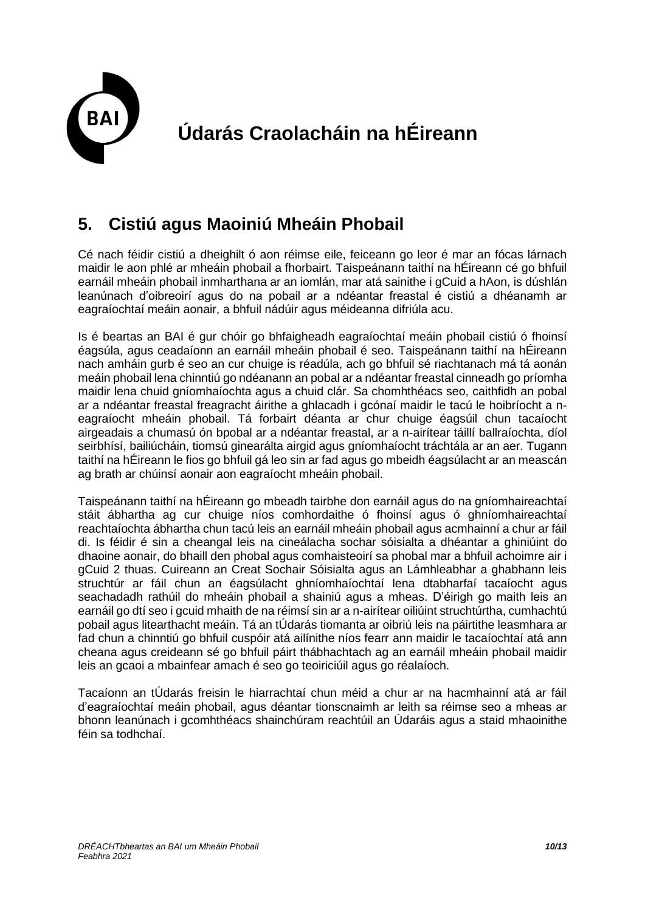## 5. Cistiú agus Maoiniú Mheáin Phobail

Cé nach féidir cistiú a dheighilt ó aon réimse eile, feiceann go leor é mar an fócas lárnach maidir le aon phlé ar mheáin phobail a fhorbairt. Taispeánann taithí na hÉireann cé go bhfuil earnáil mheáin phobail inmharthana ar an iomlán, mar atá sainithe i gCuid a hAon, is dúshlán leanúnach d'oibreoirí agus do na pobail ar a ndéantar freastal é cistiú a dhéanamh ar eagraíochtaí meáin aonair, a bhfuil nádúir agus méideanna difriúla acu.

Is é beartas an BAI é gur chóir go bhfaigheadh eagraíochtaí meáin phobail cistiú ó fhoinsí éagsúla, agus ceadaíonn an earnáil mheáin phobail é seo. Taispeánann taithí na hÉireann nach amháin gurb é seo an cur chuige is réadúla, ach go bhfuil sé riachtanach má tá aonán meáin phobail lena chinntiú go ndéanann an pobal ar a ndéantar freastal cinneadh go príomha maidir lena chuid gníomhaíochta agus a chuid clár. Sa chomhthéacs seo, caithfidh an pobal ar a ndéantar freastal freagracht áirithe a ghlacadh i gcónaí maidir le tacú le hoibríocht a n-eagraíocht mheáin phobail. Tá forbairt déanta ar chur chuige éagsúil chun tacaíocht airgeadais a chumasú ón bpobal ar a ndéantar freastal, ar a n-airítear táillí ballraíochta, díol seirbhísí, bailiúcháin, tiomsú ginearálta airgid agus gníomhaíocht tráchtála ar an aer. Tugann taithí na hÉireann le fios go bhfuil gá leo sin ar fad agus go mbeidh éagsúlacht ar an meascán ag brath ar chúinsí aonair aon eagraíocht mheáin phobail.

Taispeánann taithí na hÉireann go mbeadh tairbhe don earnáil agus do na gníomhaireachtaí stáit ábhartha ag cur chuige níos comhordaithe ó fhoinsí agus ó ghníomhaireachtaí reachtaíochta ábhartha chun tacú leis an earnáil mheáin phobail agus acmhainní a chur ar fáil di. Is féidir é sin a cheangal leis na cineálacha sochar sóisialta a dhéantar a ghiniúint do dhaoine aonair, do bhaill den phobal agus comhaisteoirí sa phobal mar a bhfuil achoimre air i gCuid 2 thuas. Cuireann an Creat Sochair Sóisialta agus an Lámhleabhar a ghabhann leis struchtúr ar fáil chun an éagsúlacht ghníomhaíochtaí lena dtabharfaí tacaíocht agus seachadadh rathúil do mheáin phobail a shainiú agus a mheas. D'éirigh go maith leis an earnáil go dtí seo i gcuid mhaith de na réimsí sin ar a n-airítear oiliúint struchtúrtha, cumhachtú pobail agus litearthacht meáin. Tá an tÚdarás tiomanta ar oibriú leis na páirtithe leasmhara ar fad chun a chinntiú go bhfuil cuspóir atá ailínithe níos fearr ann maidir le tacaíochtaí atá ann cheana agus creideann sé go bhfuil páirt thábhachtach ag an earnáil mheáin phobail maidir leis an gcaoi a mbainfear amach é seo go teoiriciúil agus go réalaíoch.

Tacaíonn an tÚdarás freisin le hiarrachtaí chun méid a chur ar na hacmhainní atá ar fáil d'eagraíochtaí meáin phobail, agus déantar tionscnaimh ar leith sa réimse seo a mheas ar bhonn leanúnach i gcomhthéacs shainchúram reachtúil an Údaráis agus a staid mhaoinithe féin sa todhchaí.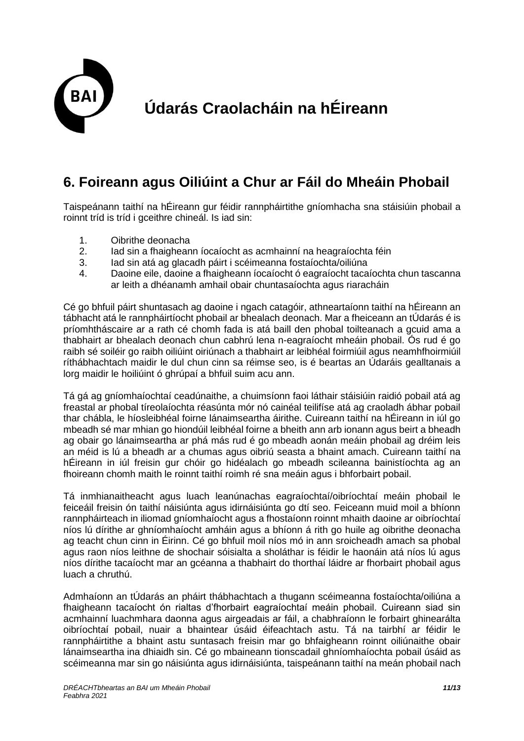# Údarás Craolacháin na hÉireann

## 6. Foireann agus Oiliúint a Chur ar Fáil do Mheáin Phobail

Taispeánann taithí na hÉireann gur féidir rannpháirtithe gníomhacha sna stáisiúin phobail a roinnt tríd is tríd i gceithre chineál. Is iad sin:

1. Oibrithe deonacha
2. Iad sin a fhaigheann íocaíocht as acmhainní na heagraíochta féin
3. Iad sin atá ag glacadh páirt i scéimeanna fostaíochta/oiliúna
4. Daoine eile, daoine a fhaigheann íocaíocht ó eagraíocht tacaíochta chun tascanna ar leith a dhéanamh amhail obair chuntasaíochta agus riaracháin

Cé go bhfuil páirt shuntasach ag daoine i ngach catagóir, athneartaíonn taithí na hÉireann an tábhacht atá le rannpháirtíocht phobail ar bhealach deonach. Mar a fheiceann an tÚdarás é is príomhtháscaire ar a rath cé chomh fada is atá baill den phobal toilteanach a gcuid ama a thabhairt ar bhealach deonach chun cabhrú lena n-eagraíocht mheáin phobail. Ós rud é go raibh sé soiléir go raibh oiliúint oiriúnach a thabhairt ar leibhéal foirmiúil agus neamhfhoirmiúil ríthábhachtach maidir le dul chun cinn sa réimse seo, is é beartas an Údaráis gealltanais a lorg maidir le hoiliúint ó ghrúpaí a bhfuil suim acu ann.

Tá gá ag gníomhaíochtaí ceadúnaithe, a chuimsíonn faoi láthair stáisiúin raidió pobail atá ag freastal ar phobal tíreolaíochta réasúnta mór nó cainéal teilifíse atá ag craoladh ábhar pobail thar chábla, le híosleibhéal foirne lánaimseartha áirithe. Cuireann taithí na hÉireann in iúl go mbeadh sé mar mhian go hiondúil leibhéal foirne a bheith ann arb ionann agus beirt a bheadh ag obair go lánaimseartha ar phá más rud é go mbeadh aonán meáin phobail ag dréim leis an méid is lú a bheadh ar a chumas agus oibriú seasta a bhaint amach. Cuireann taithí na hÉireann in iúl freisin gur chóir go hidéalach go mbeadh scileanna bainistíochta ag an fhoireann chomh maith le roinnt taithí roimh ré sna meáin agus i bhforbairt pobail.

Tá inmhianaitheacht agus luach leanúnachas eagraíochtaí/oibríochtaí meáin phobail le feiceáil freisin ón taithí náisiúnta agus idirnáisiúnta go dtí seo. Feiceann muid moil a bhíonn rannpháirteach in iliomad gníomhaíocht agus a fhostaíonn roinnt mhaith daoine ar oibríochtaí níos lú dírithe ar ghníomhaíocht amháin agus a bhíonn á rith go huile ag oibrithe deonacha ag teacht chun cinn in Éirinn. Cé go bhfuil moil níos mó in ann sroicheadh amach sa phobal agus raon níos leithne de shochair shóisialta a sholáthar is féidir le haonáin atá níos lú agus níos dírithe tacaíocht mar an gcéanna a thabhairt do thorthaí láidre ar fhorbairt phobail agus luach a chruthú.

Admhaíonn an tÚdarás an pháirt thábhachtach a thugann scéimeanna fostaíochta/oiliúna a fhaigheann tacaíocht ón rialtas d'fhorbairt eagraíochtaí meáin phobail. Cuireann siad sin acmhainní luachmhara daonna agus airgeadais ar fáil, a chabhraíonn le forbairt ghinearálta oibríochtaí pobail, nuair a bhaintear úsáid éifeachtach astu. Tá na tairbhí ar féidir le rannpháirtithe a bhaint astu suntasach freisin mar go bhfaigheann roinnt oiliúnaithe obair lánaimseartha ina dhiaidh sin. Cé go mbaineann tionscadail ghníomhaíochta pobail úsáid as scéimeanna mar sin go náisiúnta agus idirnáisiúnta, taispeánann taithí na meán phobail nach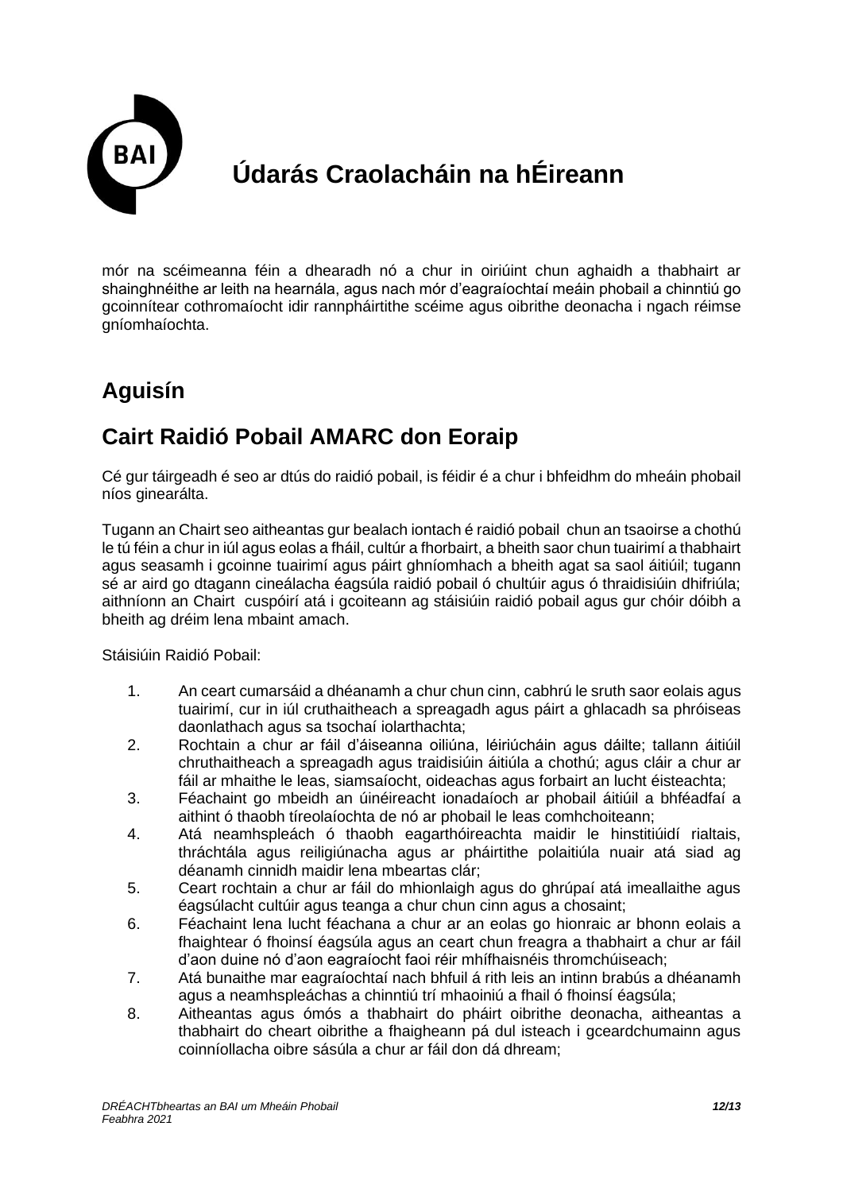mór na scéimeanna féin a dhearadh nó a chur in oiriúint chun aghaidh a thabhairt ar shainghnéithe ar leith na hearnála, agus nach mór d'eagraíochtaí meáin phobail a chinntiú go gcoinnítear cothromaíocht idir rannpháirtithe scéime agus oibrithe deonacha i ngach réimse gníomhaíochta.

## Aguisín

## Cairt Raidió Pobail AMARC don Eoraip

Cé gur táirgeadh é seo ar dtús do raidió pobail, is féidir é a chur i bhfeidhm do mheáin phobail níos ginearálta.

Tugann an Chairt seo aitheantas gur bealach iontach é raidió pobail chun an tsaoirse a chothú le tú féin a chur in iúl agus eolas a fháil, cultúr a fhorbairt, a bheith saor chun tuairimí a thabhairt agus seasamh i gcoinne tuairimí agus páirt ghníomhach a bheith agat sa saol áitiúil; tugann sé ar aird go dtagann cineálacha éagsúla raidió pobail ó chultúir agus ó thraidisiúin dhifriúla; aithníonn an Chairt cuspóirí atá i gcoiteann ag stáisiúin raidió pobail agus gur chóir dóibh a bheith ag dréim lena mbaint amach.

Stáisiúin Raidió Pobail:

1. An ceart cumarsáid a dhéanamh a chur chun cinn, cabhrú le sruth saor eolais agus tuairimí, cur in iúl cruthaitheach a spreagadh agus páirt a ghlacadh sa phróiseas daonlathach agus sa tsochaí iolarthachta;
2. Rochtain a chur ar fáil d'áiseanna oiliúna, léiriúcháin agus dáilte; tallann áitiúil chruthaitheach a spreagadh agus traidisiúin áitiúla a chothú; agus cláir a chur ar fáil ar mhaithe le leas, siamsaíocht, oideachas agus forbairt an lucht éisteachta;
3. Féachaint go mbeidh an úinéireacht ionadaíoch ar phobail áitiúil a bhféadfaí a aithint ó thaobh tíreolaíochta de nó ar phobail le leas comhchoiteann;
4. Atá neamhspleách ó thaobh eagarthóireachta maidir le hinstitiúidí rialtais, thráchtála agus reiligiúnacha agus ar pháirtithe polaitiúla nuair atá siad ag déanamh cinnidh maidir lena mbeartas clár;
5. Ceart rochtain a chur ar fáil do mhionlaigh agus do ghrúpaí atá imeallaithe agus éagsúlacht cultúir agus teanga a chur chun cinn agus a chosaint;
6. Féachaint lena lucht féachana a chur ar an eolas go hionraic ar bhonn eolais a fhaightear ó fhoinsí éagsúla agus an ceart chun freagra a thabhairt a chur ar fáil d'aon duine nó d'aon eagraíocht faoi réir mhífhaisnéis thromchúiseach;
7. Atá bunaithe mar eagraíochtaí nach bhfuil á rith leis an intinn brabús a dhéanamh agus a neamhspleáchas a chinntiú trí mhaoiniú a fhail ó fhoinsí éagsúla;
8. Aitheantas agus ómós a thabhairt do pháirt oibrithe deonacha, aitheantas a thabhairt do cheart oibrithe a fhaigheann pá dul isteach i gceardchumainn agus coinníollacha oibre sásúla a chur ar fáil don dá dhream;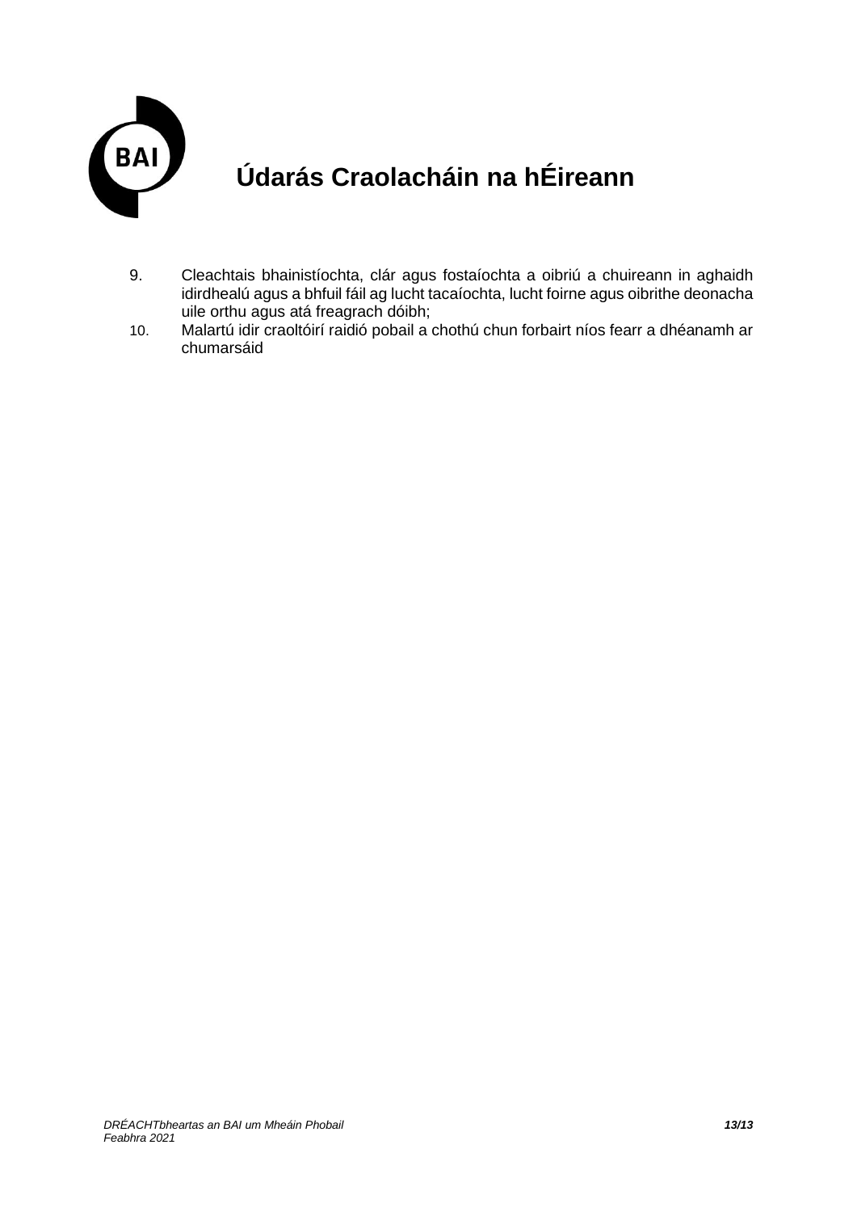9. Cleachtais bhainistíochta, clár agus fostaíochta a oibriú a chuireann in aghaidh idirdhealú agus a bhfuil fáil ag lucht tacaíochta, lucht foirne agus oibrithe deonacha uile orthu agus atá freagrach dóibh;
10. Malartú idir craoltóirí raidió pobail a chothú chun forbairt níos fearr a dhéanamh ar chumarsáid